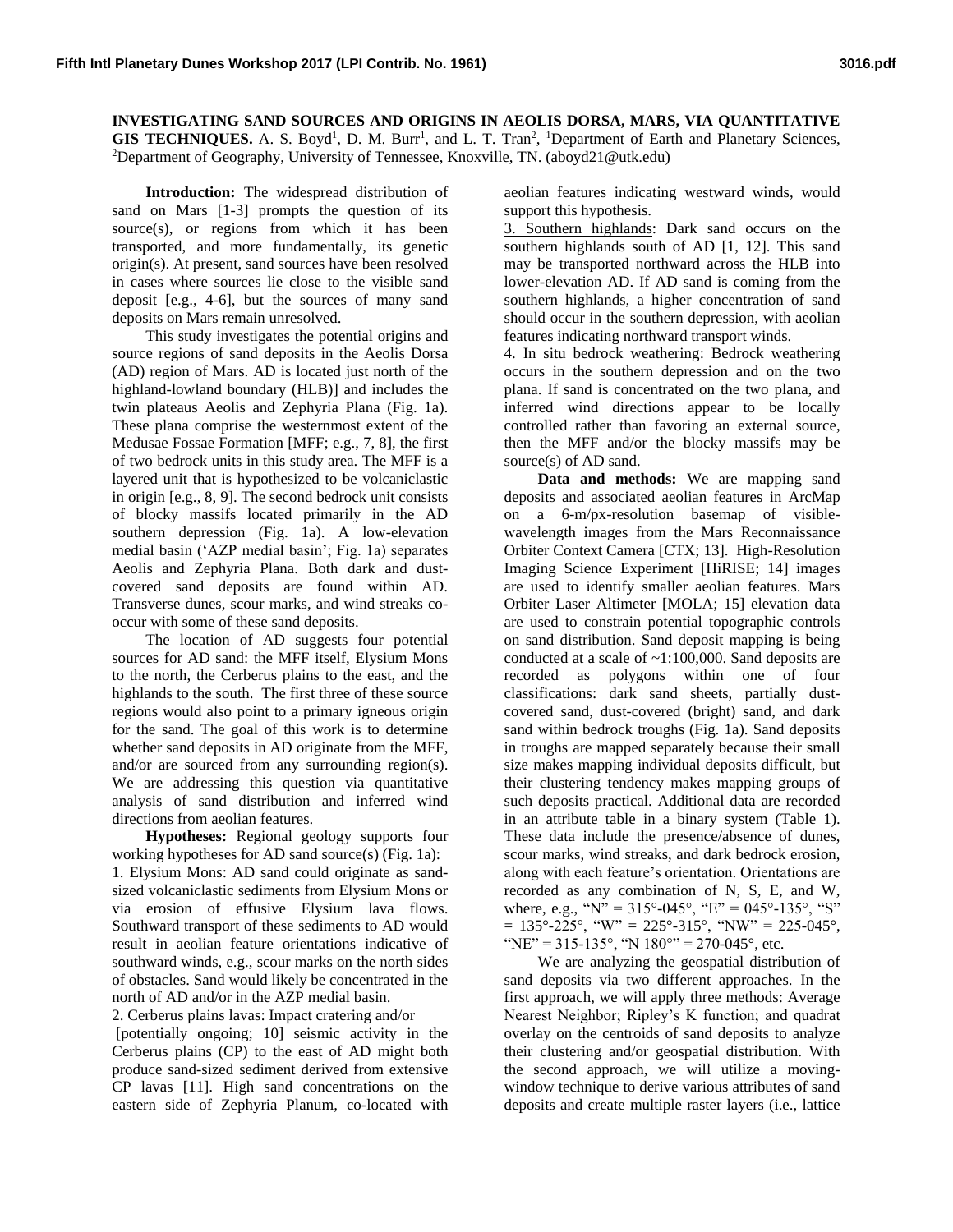**INVESTIGATING SAND SOURCES AND ORIGINS IN AEOLIS DORSA, MARS, VIA QUANTITATIVE GIS TECHNIQUES.** A. S. Boyd[1], D. M. Burr[1], and L. T. Tran[2], [1]Department of Earth and Planetary Sciences, [2]Department of Geography, University of Tennessee, Knoxville, TN. (aboyd21@utk.edu)

**Introduction:** The widespread distribution of sand on Mars [1-3] prompts the question of its source(s), or regions from which it has been transported, and more fundamentally, its genetic origin(s). At present, sand sources have been resolved in cases where sources lie close to the visible sand deposit [e.g., 4-6], but the sources of many sand deposits on Mars remain unresolved.

This study investigates the potential origins and source regions of sand deposits in the Aeolis Dorsa (AD) region of Mars. AD is located just north of the highland-lowland boundary (HLB)] and includes the twin plateaus Aeolis and Zephyria Plana (Fig. 1a). These plana comprise the westernmost extent of the Medusae Fossae Formation [MFF; e.g., 7, 8], the first of two bedrock units in this study area. The MFF is a layered unit that is hypothesized to be volcaniclastic in origin [e.g., 8, 9]. The second bedrock unit consists of blocky massifs located primarily in the AD southern depression (Fig. 1a). A low-elevation medial basin ('AZP medial basin'; Fig. 1a) separates Aeolis and Zephyria Plana. Both dark and dust-covered sand deposits are found within AD. Transverse dunes, scour marks, and wind streaks co-occur with some of these sand deposits.

The location of AD suggests four potential sources for AD sand: the MFF itself, Elysium Mons to the north, the Cerberus plains to the east, and the highlands to the south. The first three of these source regions would also point to a primary igneous origin for the sand. The goal of this work is to determine whether sand deposits in AD originate from the MFF, and/or are sourced from any surrounding region(s). We are addressing this question via quantitative analysis of sand distribution and inferred wind directions from aeolian features.

**Hypotheses:** Regional geology supports four working hypotheses for AD sand source(s) (Fig. 1a):

1. Elysium Mons: AD sand could originate as sand-sized volcaniclastic sediments from Elysium Mons or via erosion of effusive Elysium lava flows. Southward transport of these sediments to AD would result in aeolian feature orientations indicative of southward winds, e.g., scour marks on the north sides of obstacles. Sand would likely be concentrated in the north of AD and/or in the AZP medial basin.

2. Cerberus plains lavas: Impact cratering and/or [potentially ongoing; 10] seismic activity in the Cerberus plains (CP) to the east of AD might both produce sand-sized sediment derived from extensive CP lavas [11]. High sand concentrations on the eastern side of Zephyria Planum, co-located with aeolian features indicating westward winds, would support this hypothesis.

3. Southern highlands: Dark sand occurs on the southern highlands south of AD [1, 12]. This sand may be transported northward across the HLB into lower-elevation AD. If AD sand is coming from the southern highlands, a higher concentration of sand should occur in the southern depression, with aeolian features indicating northward transport winds.

4. In situ bedrock weathering: Bedrock weathering occurs in the southern depression and on the two plana. If sand is concentrated on the two plana, and inferred wind directions appear to be locally controlled rather than favoring an external source, then the MFF and/or the blocky massifs may be source(s) of AD sand.

**Data and methods:** We are mapping sand deposits and associated aeolian features in ArcMap on a 6-m/px-resolution basemap of visible-wavelength images from the Mars Reconnaissance Orbiter Context Camera [CTX; 13]. High-Resolution Imaging Science Experiment [HiRISE; 14] images are used to identify smaller aeolian features. Mars Orbiter Laser Altimeter [MOLA; 15] elevation data are used to constrain potential topographic controls on sand distribution. Sand deposit mapping is being conducted at a scale of ~1:100,000. Sand deposits are recorded as polygons within one of four classifications: dark sand sheets, partially dust-covered sand, dust-covered (bright) sand, and dark sand within bedrock troughs (Fig. 1a). Sand deposits in troughs are mapped separately because their small size makes mapping individual deposits difficult, but their clustering tendency makes mapping groups of such deposits practical. Additional data are recorded in an attribute table in a binary system (Table 1). These data include the presence/absence of dunes, scour marks, wind streaks, and dark bedrock erosion, along with each feature's orientation. Orientations are recorded as any combination of N, S, E, and W, where, e.g., "N" = 315°-045°, "E" = 045°-135°, "S" = 135°-225°, "W" = 225°-315°, "NW" = 225-045°, "NE" = 315-135°, "N 180°" = 270-045°, etc.

We are analyzing the geospatial distribution of sand deposits via two different approaches. In the first approach, we will apply three methods: Average Nearest Neighbor; Ripley's K function; and quadrat overlay on the centroids of sand deposits to analyze their clustering and/or geospatial distribution. With the second approach, we will utilize a moving-window technique to derive various attributes of sand deposits and create multiple raster layers (i.e., lattice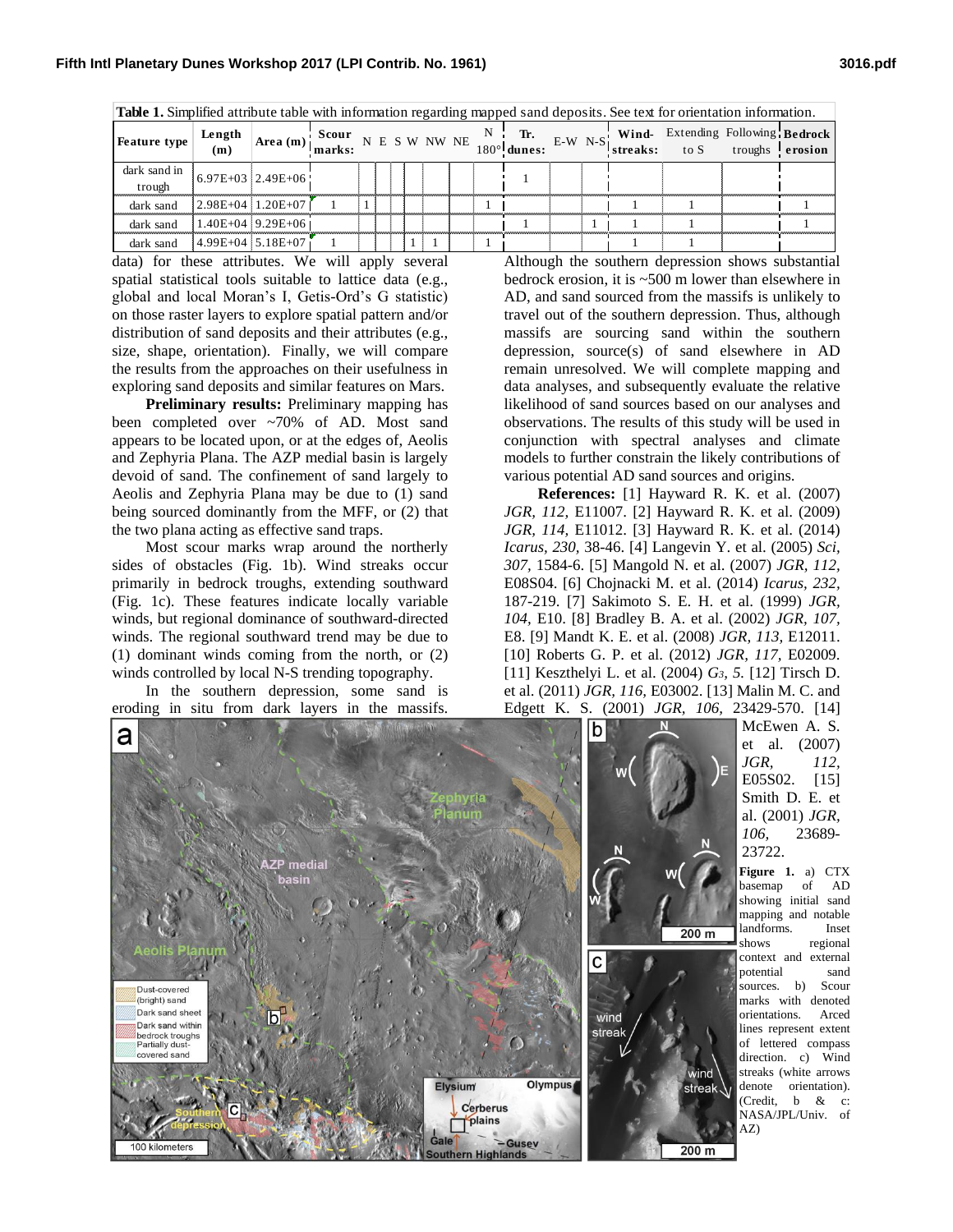**Table 1.** Simplified attribute table with information regarding mapped sand deposits. See text for orientation information.

| Feature type | Length (m) | Area (m) | Scour marks: | N | E | S | W | NW | NE | N 180° | Tr. dunes: | E-W | N-S | Wind-streaks: | Extending to S | Following troughs | Bedrock erosion |
|---|---|---|---|---|---|---|---|---|---|---|---|---|---|---|---|---|---|
| dark sand in trough | 6.97E+03 | 2.49E+06 | | | | | | | | | 1 | | | | | | |
| dark sand | 2.98E+04 | 1.20E+07 | 1 | 1 | | | | | | 1 | | | | 1 | 1 | | 1 |
| dark sand | 1.40E+04 | 9.29E+06 | | | | | | | | | 1 | | 1 | 1 | 1 | | 1 |
| dark sand | 4.99E+04 | 5.18E+07 | 1 | | | | 1 | 1 | | 1 | | | | 1 | 1 | | |

data) for these attributes. We will apply several spatial statistical tools suitable to lattice data (e.g., global and local Moran's I, Getis-Ord's G statistic) on those raster layers to explore spatial pattern and/or distribution of sand deposits and their attributes (e.g., size, shape, orientation). Finally, we will compare the results from the approaches on their usefulness in exploring sand deposits and similar features on Mars.

**Preliminary results:** Preliminary mapping has been completed over ~70% of AD. Most sand appears to be located upon, or at the edges of, Aeolis and Zephyria Plana. The AZP medial basin is largely devoid of sand. The confinement of sand largely to Aeolis and Zephyria Plana may be due to (1) sand being sourced dominantly from the MFF, or (2) that the two plana acting as effective sand traps.

Most scour marks wrap around the northerly sides of obstacles (Fig. 1b). Wind streaks occur primarily in bedrock troughs, extending southward (Fig. 1c). These features indicate locally variable winds, but regional dominance of southward-directed winds. The regional southward trend may be due to (1) dominant winds coming from the north, or (2) winds controlled by local N-S trending topography.

In the southern depression, some sand is eroding in situ from dark layers in the massifs. Although the southern depression shows substantial bedrock erosion, it is ~500 m lower than elsewhere in AD, and sand sourced from the massifs is unlikely to travel out of the southern depression. Thus, although massifs are sourcing sand within the southern depression, source(s) of sand elsewhere in AD remain unresolved. We will complete mapping and data analyses, and subsequently evaluate the relative likelihood of sand sources based on our analyses and observations. The results of this study will be used in conjunction with spectral analyses and climate models to further constrain the likely contributions of various potential AD sand sources and origins.

**References:** [1] Hayward R. K. et al. (2007) *JGR, 112,* E11007. [2] Hayward R. K. et al. (2009) *JGR, 114,* E11012. [3] Hayward R. K. et al. (2014) *Icarus, 230,* 38-46. [4] Langevin Y. et al. (2005) *Sci, 307,* 1584-6. [5] Mangold N. et al. (2007) *JGR, 112,* E08S04. [6] Chojnacki M. et al. (2014) *Icarus, 232,* 187-219. [7] Sakimoto S. E. H. et al. (1999) *JGR, 104,* E10. [8] Bradley B. A. et al. (2002) *JGR, 107,* E8. [9] Mandt K. E. et al. (2008) *JGR, 113,* E12011. [10] Roberts G. P. et al. (2012) *JGR, 117,* E02009. [11] Keszthelyi L. et al. (2004) *G3, 5.* [12] Tirsch D. et al. (2011) *JGR, 116,* E03002. [13] Malin M. C. and Edgett K. S. (2001) *JGR, 106,* 23429-570. [14] McEwen A. S. et al. (2007) *JGR, 112,* E05S02. [15] Smith D. E. et al. (2001) *JGR, 106,* 23689-23722.

**Figure 1.** a) CTX basemap of AD showing initial sand mapping and notable landforms. Inset shows regional context and external potential sand sources. b) Scour marks with denoted orientations. Arced lines represent extent of lettered compass direction. c) Wind streaks (white arrows denote orientation). (Credit, b & c: NASA/JPL/Univ. of AZ)